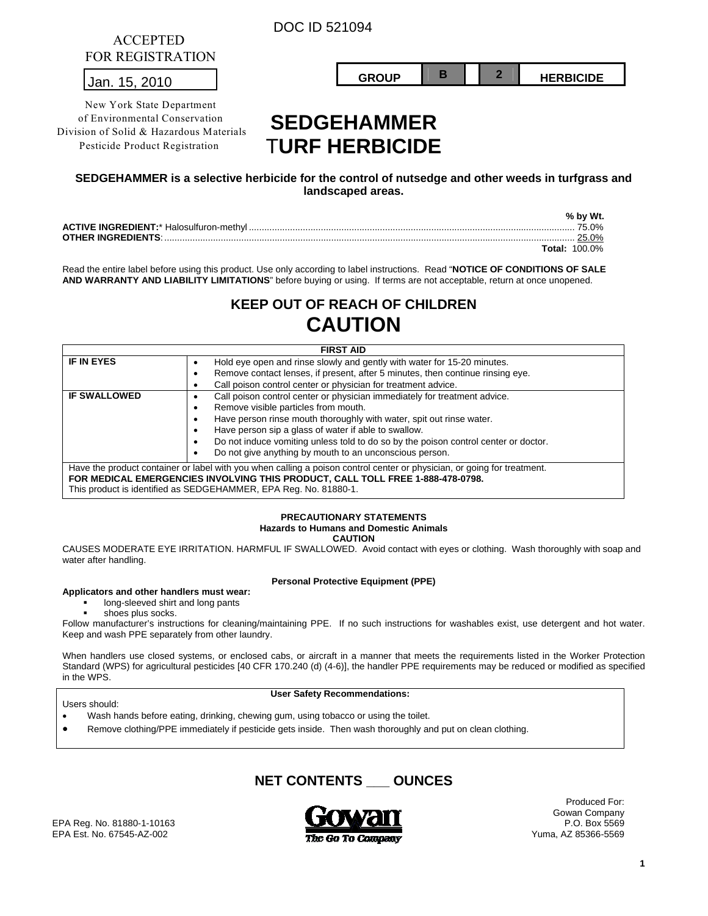DOC ID 521094

ACCEPTED
FOR REGISTRATION

Jan. 15, 2010

New York State Department
of Environmental Conservation
Division of Solid & Hazardous Materials
Pesticide Product Registration

| GROUP | B | 2 | HERBICIDE |
|---|---|---|---|

# SEDGEHAMMER TURF HERBICIDE

**SEDGEHAMMER is a selective herbicide for the control of nutsedge and other weeds in turfgrass and landscaped areas.**

| | % by Wt. |
|---|---|
| **ACTIVE INGREDIENT:*** Halosulfuron-methyl | 75.0% |
| **OTHER INGREDIENTS**: | 25.0% |
| **Total:** | 100.0% |

Read the entire label before using this product. Use only according to label instructions. Read "**NOTICE OF CONDITIONS OF SALE AND WARRANTY AND LIABILITY LIMITATIONS**" before buying or using. If terms are not acceptable, return at once unopened.

## KEEP OUT OF REACH OF CHILDREN
## CAUTION

| FIRST AID | |
|---|---|
| **IF IN EYES** | • Hold eye open and rinse slowly and gently with water for 15-20 minutes.<br>• Remove contact lenses, if present, after 5 minutes, then continue rinsing eye.<br>• Call poison control center or physician for treatment advice. |
| **IF SWALLOWED** | • Call poison control center or physician immediately for treatment advice.<br>• Remove visible particles from mouth.<br>• Have person rinse mouth thoroughly with water, spit out rinse water.<br>• Have person sip a glass of water if able to swallow.<br>• Do not induce vomiting unless told to do so by the poison control center or doctor.<br>• Do not give anything by mouth to an unconscious person. |
| Have the product container or label with you when calling a poison control center or physician, or going for treatment.<br>**FOR MEDICAL EMERGENCIES INVOLVING THIS PRODUCT, CALL TOLL FREE 1-888-478-0798.**<br>This product is identified as SEDGEHAMMER, EPA Reg. No. 81880-1. | |

**PRECAUTIONARY STATEMENTS**
**Hazards to Humans and Domestic Animals**
**CAUTION**

CAUSES MODERATE EYE IRRITATION. HARMFUL IF SWALLOWED. Avoid contact with eyes or clothing. Wash thoroughly with soap and water after handling.

**Personal Protective Equipment (PPE)**

**Applicators and other handlers must wear:**

- long-sleeved shirt and long pants
- shoes plus socks.

Follow manufacturer's instructions for cleaning/maintaining PPE. If no such instructions for washables exist, use detergent and hot water. Keep and wash PPE separately from other laundry.

When handlers use closed systems, or enclosed cabs, or aircraft in a manner that meets the requirements listed in the Worker Protection Standard (WPS) for agricultural pesticides [40 CFR 170.240 (d) (4-6)], the handler PPE requirements may be reduced or modified as specified in the WPS.

**User Safety Recommendations:**

Users should:

- Wash hands before eating, drinking, chewing gum, using tobacco or using the toilet.
- Remove clothing/PPE immediately if pesticide gets inside. Then wash thoroughly and put on clean clothing.

## NET CONTENTS ___ OUNCES

EPA Reg. No. 81880-1-10163
EPA Est. No. 67545-AZ-002

Gowan
The Go To Company

Produced For:
Gowan Company
P.O. Box 5569
Yuma, AZ 85366-5569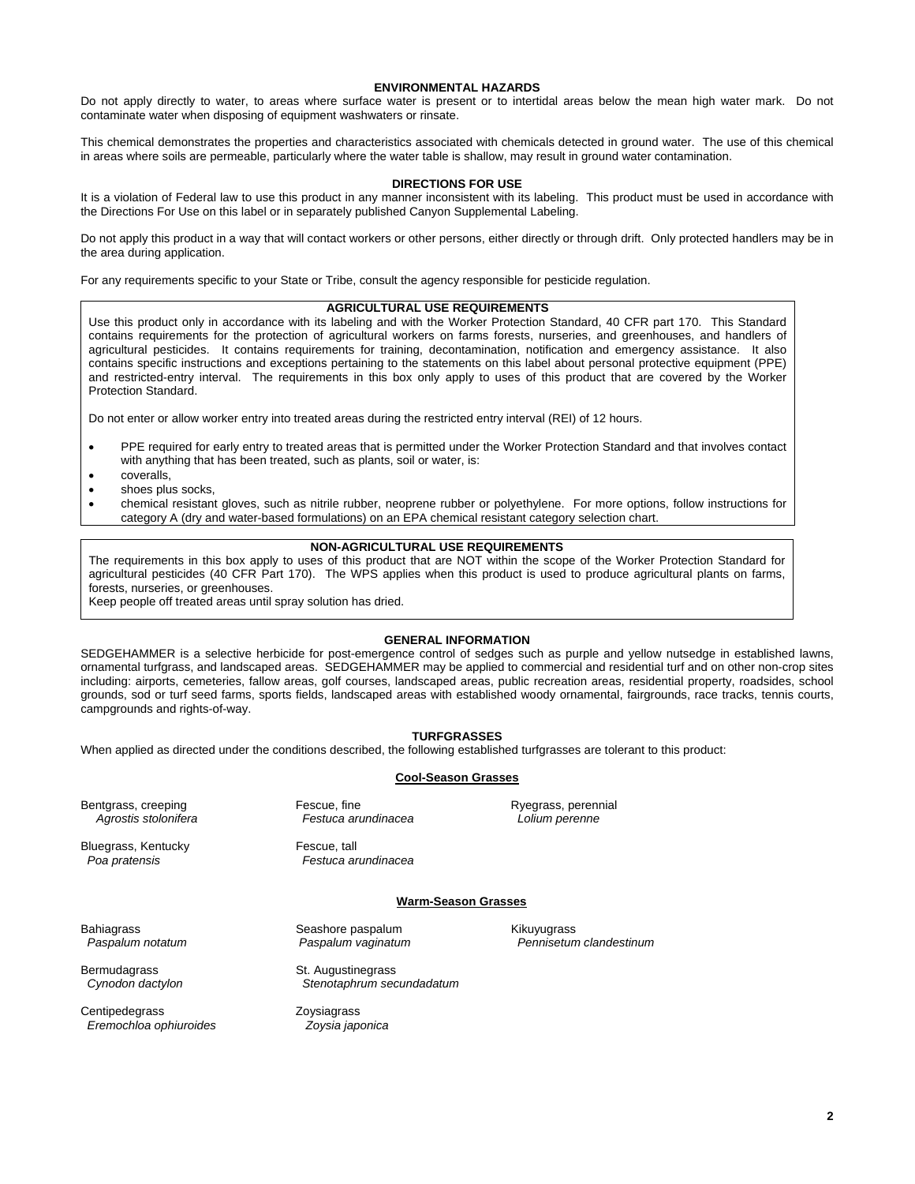## ENVIRONMENTAL HAZARDS

Do not apply directly to water, to areas where surface water is present or to intertidal areas below the mean high water mark. Do not contaminate water when disposing of equipment washwaters or rinsate.

This chemical demonstrates the properties and characteristics associated with chemicals detected in ground water. The use of this chemical in areas where soils are permeable, particularly where the water table is shallow, may result in ground water contamination.

## DIRECTIONS FOR USE

It is a violation of Federal law to use this product in any manner inconsistent with its labeling. This product must be used in accordance with the Directions For Use on this label or in separately published Canyon Supplemental Labeling.

Do not apply this product in a way that will contact workers or other persons, either directly or through drift. Only protected handlers may be in the area during application.

For any requirements specific to your State or Tribe, consult the agency responsible for pesticide regulation.

### AGRICULTURAL USE REQUIREMENTS

Use this product only in accordance with its labeling and with the Worker Protection Standard, 40 CFR part 170. This Standard contains requirements for the protection of agricultural workers on farms forests, nurseries, and greenhouses, and handlers of agricultural pesticides. It contains requirements for training, decontamination, notification and emergency assistance. It also contains specific instructions and exceptions pertaining to the statements on this label about personal protective equipment (PPE) and restricted-entry interval. The requirements in this box only apply to uses of this product that are covered by the Worker Protection Standard.

Do not enter or allow worker entry into treated areas during the restricted entry interval (REI) of 12 hours.

- PPE required for early entry to treated areas that is permitted under the Worker Protection Standard and that involves contact with anything that has been treated, such as plants, soil or water, is:
- coveralls,
- shoes plus socks,
- chemical resistant gloves, such as nitrile rubber, neoprene rubber or polyethylene. For more options, follow instructions for category A (dry and water-based formulations) on an EPA chemical resistant category selection chart.

### NON-AGRICULTURAL USE REQUIREMENTS

The requirements in this box apply to uses of this product that are NOT within the scope of the Worker Protection Standard for agricultural pesticides (40 CFR Part 170). The WPS applies when this product is used to produce agricultural plants on farms, forests, nurseries, or greenhouses.

Keep people off treated areas until spray solution has dried.

## GENERAL INFORMATION

SEDGEHAMMER is a selective herbicide for post-emergence control of sedges such as purple and yellow nutsedge in established lawns, ornamental turfgrass, and landscaped areas. SEDGEHAMMER may be applied to commercial and residential turf and on other non-crop sites including: airports, cemeteries, fallow areas, golf courses, landscaped areas, public recreation areas, residential property, roadsides, school grounds, sod or turf seed farms, sports fields, landscaped areas with established woody ornamental, fairgrounds, race tracks, tennis courts, campgrounds and rights-of-way.

## TURFGRASSES

When applied as directed under the conditions described, the following established turfgrasses are tolerant to this product:

### Cool-Season Grasses

Bentgrass, creeping
*Agrostis stolonifera*

Bluegrass, Kentucky
*Poa pratensis*

Fescue, fine
*Festuca arundinacea*

Fescue, tall
*Festuca arundinacea*

Ryegrass, perennial
*Lolium perenne*

### Warm-Season Grasses

Bahiagrass
*Paspalum notatum*

Bermudagrass
*Cynodon dactylon*

Centipedegrass
*Eremochloa ophiuroides*

Seashore paspalum
*Paspalum vaginatum*

St. Augustinegrass
*Stenotaphrum secundadatum*

Zoysiagrass
*Zoysia japonica*

Kikuyugrass
*Pennisetum clandestinum*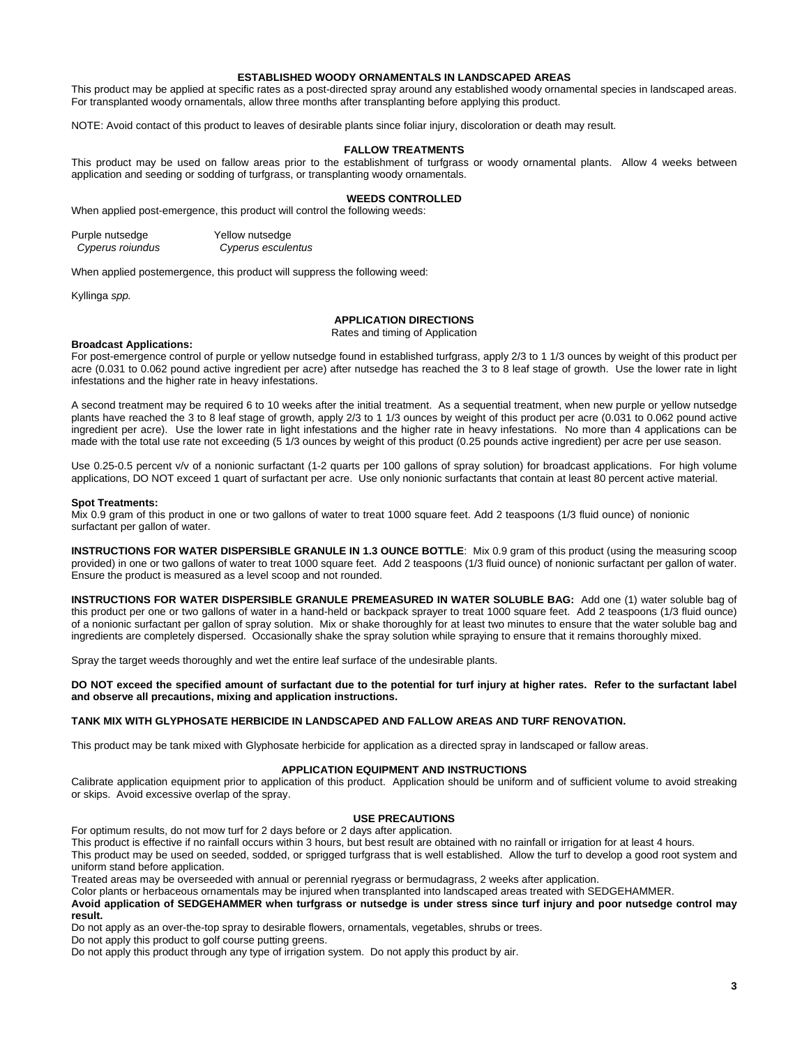### ESTABLISHED WOODY ORNAMENTALS IN LANDSCAPED AREAS

This product may be applied at specific rates as a post-directed spray around any established woody ornamental species in landscaped areas. For transplanted woody ornamentals, allow three months after transplanting before applying this product.

NOTE: Avoid contact of this product to leaves of desirable plants since foliar injury, discoloration or death may result.

### FALLOW TREATMENTS

This product may be used on fallow areas prior to the establishment of turfgrass or woody ornamental plants. Allow 4 weeks between application and seeding or sodding of turfgrass, or transplanting woody ornamentals.

### WEEDS CONTROLLED

When applied post-emergence, this product will control the following weeds:

| Purple nutsedge | Yellow nutsedge |
|---|---|
| *Cyperus roiundus* | *Cyperus esculentus* |

When applied postemergence, this product will suppress the following weed:

Kyllinga *spp.*

### APPLICATION DIRECTIONS

Rates and timing of Application

**Broadcast Applications:**

For post-emergence control of purple or yellow nutsedge found in established turfgrass, apply 2/3 to 1 1/3 ounces by weight of this product per acre (0.031 to 0.062 pound active ingredient per acre) after nutsedge has reached the 3 to 8 leaf stage of growth. Use the lower rate in light infestations and the higher rate in heavy infestations.

A second treatment may be required 6 to 10 weeks after the initial treatment. As a sequential treatment, when new purple or yellow nutsedge plants have reached the 3 to 8 leaf stage of growth, apply 2/3 to 1 1/3 ounces by weight of this product per acre (0.031 to 0.062 pound active ingredient per acre). Use the lower rate in light infestations and the higher rate in heavy infestations. No more than 4 applications can be made with the total use rate not exceeding (5 1/3 ounces by weight of this product (0.25 pounds active ingredient) per acre per use season.

Use 0.25-0.5 percent v/v of a nonionic surfactant (1-2 quarts per 100 gallons of spray solution) for broadcast applications. For high volume applications, DO NOT exceed 1 quart of surfactant per acre. Use only nonionic surfactants that contain at least 80 percent active material.

**Spot Treatments:**

Mix 0.9 gram of this product in one or two gallons of water to treat 1000 square feet. Add 2 teaspoons (1/3 fluid ounce) of nonionic surfactant per gallon of water.

**INSTRUCTIONS FOR WATER DISPERSIBLE GRANULE IN 1.3 OUNCE BOTTLE**: Mix 0.9 gram of this product (using the measuring scoop provided) in one or two gallons of water to treat 1000 square feet. Add 2 teaspoons (1/3 fluid ounce) of nonionic surfactant per gallon of water. Ensure the product is measured as a level scoop and not rounded.

**INSTRUCTIONS FOR WATER DISPERSIBLE GRANULE PREMEASURED IN WATER SOLUBLE BAG:** Add one (1) water soluble bag of this product per one or two gallons of water in a hand-held or backpack sprayer to treat 1000 square feet. Add 2 teaspoons (1/3 fluid ounce) of a nonionic surfactant per gallon of spray solution. Mix or shake thoroughly for at least two minutes to ensure that the water soluble bag and ingredients are completely dispersed. Occasionally shake the spray solution while spraying to ensure that it remains thoroughly mixed.

Spray the target weeds thoroughly and wet the entire leaf surface of the undesirable plants.

**DO NOT exceed the specified amount of surfactant due to the potential for turf injury at higher rates. Refer to the surfactant label and observe all precautions, mixing and application instructions.**

**TANK MIX WITH GLYPHOSATE HERBICIDE IN LANDSCAPED AND FALLOW AREAS AND TURF RENOVATION.**

This product may be tank mixed with Glyphosate herbicide for application as a directed spray in landscaped or fallow areas.

### APPLICATION EQUIPMENT AND INSTRUCTIONS

Calibrate application equipment prior to application of this product. Application should be uniform and of sufficient volume to avoid streaking or skips. Avoid excessive overlap of the spray.

### USE PRECAUTIONS

For optimum results, do not mow turf for 2 days before or 2 days after application.
This product is effective if no rainfall occurs within 3 hours, but best result are obtained with no rainfall or irrigation for at least 4 hours.
This product may be used on seeded, sodded, or sprigged turfgrass that is well established. Allow the turf to develop a good root system and uniform stand before application.
Treated areas may be overseeded with annual or perennial ryegrass or bermudagrass, 2 weeks after application.
Color plants or herbaceous ornamentals may be injured when transplanted into landscaped areas treated with SEDGEHAMMER.
**Avoid application of SEDGEHAMMER when turfgrass or nutsedge is under stress since turf injury and poor nutsedge control may result.**
Do not apply as an over-the-top spray to desirable flowers, ornamentals, vegetables, shrubs or trees.
Do not apply this product to golf course putting greens.
Do not apply this product through any type of irrigation system. Do not apply this product by air.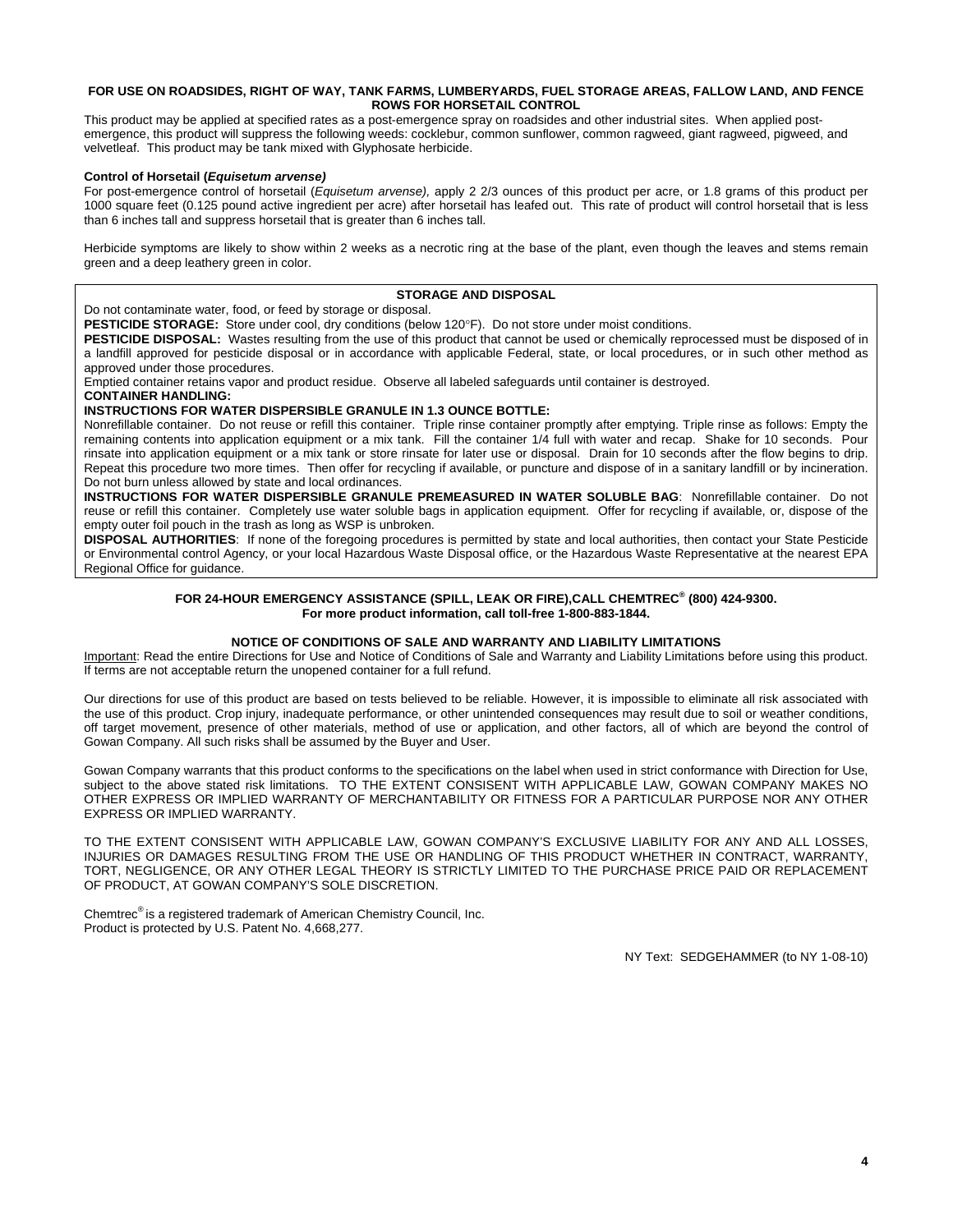**FOR USE ON ROADSIDES, RIGHT OF WAY, TANK FARMS, LUMBERYARDS, FUEL STORAGE AREAS, FALLOW LAND, AND FENCE ROWS FOR HORSETAIL CONTROL**

This product may be applied at specified rates as a post-emergence spray on roadsides and other industrial sites. When applied post-emergence, this product will suppress the following weeds: cocklebur, common sunflower, common ragweed, giant ragweed, pigweed, and velvetleaf. This product may be tank mixed with Glyphosate herbicide.

**Control of Horsetail (*Equisetum arvense)***

For post-emergence control of horsetail (*Equisetum arvense),* apply 2 2/3 ounces of this product per acre, or 1.8 grams of this product per 1000 square feet (0.125 pound active ingredient per acre) after horsetail has leafed out. This rate of product will control horsetail that is less than 6 inches tall and suppress horsetail that is greater than 6 inches tall.

Herbicide symptoms are likely to show within 2 weeks as a necrotic ring at the base of the plant, even though the leaves and stems remain green and a deep leathery green in color.

**STORAGE AND DISPOSAL**

Do not contaminate water, food, or feed by storage or disposal.

**PESTICIDE STORAGE:** Store under cool, dry conditions (below 120°F). Do not store under moist conditions.

**PESTICIDE DISPOSAL:** Wastes resulting from the use of this product that cannot be used or chemically reprocessed must be disposed of in a landfill approved for pesticide disposal or in accordance with applicable Federal, state, or local procedures, or in such other method as approved under those procedures.

Emptied container retains vapor and product residue. Observe all labeled safeguards until container is destroyed.

**CONTAINER HANDLING:**

**INSTRUCTIONS FOR WATER DISPERSIBLE GRANULE IN 1.3 OUNCE BOTTLE:**

Nonrefillable container. Do not reuse or refill this container. Triple rinse container promptly after emptying. Triple rinse as follows: Empty the remaining contents into application equipment or a mix tank. Fill the container 1/4 full with water and recap. Shake for 10 seconds. Pour rinsate into application equipment or a mix tank or store rinsate for later use or disposal. Drain for 10 seconds after the flow begins to drip. Repeat this procedure two more times. Then offer for recycling if available, or puncture and dispose of in a sanitary landfill or by incineration. Do not burn unless allowed by state and local ordinances.

**INSTRUCTIONS FOR WATER DISPERSIBLE GRANULE PREMEASURED IN WATER SOLUBLE BAG**: Nonrefillable container. Do not reuse or refill this container. Completely use water soluble bags in application equipment. Offer for recycling if available, or, dispose of the empty outer foil pouch in the trash as long as WSP is unbroken.

**DISPOSAL AUTHORITIES**: If none of the foregoing procedures is permitted by state and local authorities, then contact your State Pesticide or Environmental control Agency, or your local Hazardous Waste Disposal office, or the Hazardous Waste Representative at the nearest EPA Regional Office for guidance.

**FOR 24-HOUR EMERGENCY ASSISTANCE (SPILL, LEAK OR FIRE),CALL CHEMTREC® (800) 424-9300.**
**For more product information, call toll-free 1-800-883-1844.**

**NOTICE OF CONDITIONS OF SALE AND WARRANTY AND LIABILITY LIMITATIONS**

Important: Read the entire Directions for Use and Notice of Conditions of Sale and Warranty and Liability Limitations before using this product. If terms are not acceptable return the unopened container for a full refund.

Our directions for use of this product are based on tests believed to be reliable. However, it is impossible to eliminate all risk associated with the use of this product. Crop injury, inadequate performance, or other unintended consequences may result due to soil or weather conditions, off target movement, presence of other materials, method of use or application, and other factors, all of which are beyond the control of Gowan Company. All such risks shall be assumed by the Buyer and User.

Gowan Company warrants that this product conforms to the specifications on the label when used in strict conformance with Direction for Use, subject to the above stated risk limitations. TO THE EXTENT CONSISTENT WITH APPLICABLE LAW, GOWAN COMPANY MAKES NO OTHER EXPRESS OR IMPLIED WARRANTY OF MERCHANTABILITY OR FITNESS FOR A PARTICULAR PURPOSE NOR ANY OTHER EXPRESS OR IMPLIED WARRANTY.

TO THE EXTENT CONSISENT WITH APPLICABLE LAW, GOWAN COMPANY'S EXCLUSIVE LIABILITY FOR ANY AND ALL LOSSES, INJURIES OR DAMAGES RESULTING FROM THE USE OR HANDLING OF THIS PRODUCT WHETHER IN CONTRACT, WARRANTY, TORT, NEGLIGENCE, OR ANY OTHER LEGAL THEORY IS STRICTLY LIMITED TO THE PURCHASE PRICE PAID OR REPLACEMENT OF PRODUCT, AT GOWAN COMPANY'S SOLE DISCRETION.

Chemtrec® is a registered trademark of American Chemistry Council, Inc.
Product is protected by U.S. Patent No. 4,668,277.

NY Text: SEDGEHAMMER (to NY 1-08-10)